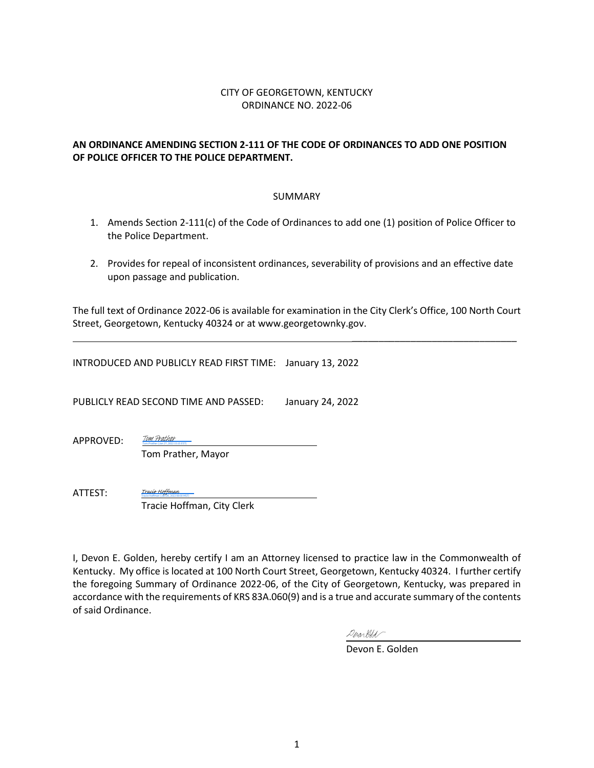CITY OF GEORGETOWN, KENTUCKY
ORDINANCE NO. 2022-06

**AN ORDINANCE AMENDING SECTION 2-111 OF THE CODE OF ORDINANCES TO ADD ONE POSITION OF POLICE OFFICER TO THE POLICE DEPARTMENT.**

SUMMARY

1. Amends Section 2-111(c) of the Code of Ordinances to add one (1) position of Police Officer to the Police Department.
2. Provides for repeal of inconsistent ordinances, severability of provisions and an effective date upon passage and publication.

The full text of Ordinance 2022-06 is available for examination in the City Clerk's Office, 100 North Court Street, Georgetown, Kentucky 40324 or at www.georgetownky.gov.

---

INTRODUCED AND PUBLICLY READ FIRST TIME: January 13, 2022

PUBLICLY READ SECOND TIME AND PASSED: January 24, 2022

APPROVED: *Tom Prather*
Tom Prather, Mayor

ATTEST: *Tracie Hoffman*
Tracie Hoffman, City Clerk

I, Devon E. Golden, hereby certify I am an Attorney licensed to practice law in the Commonwealth of Kentucky. My office is located at 100 North Court Street, Georgetown, Kentucky 40324. I further certify the foregoing Summary of Ordinance 2022-06, of the City of Georgetown, Kentucky, was prepared in accordance with the requirements of KRS 83A.060(9) and is a true and accurate summary of the contents of said Ordinance.

Devon E. Golden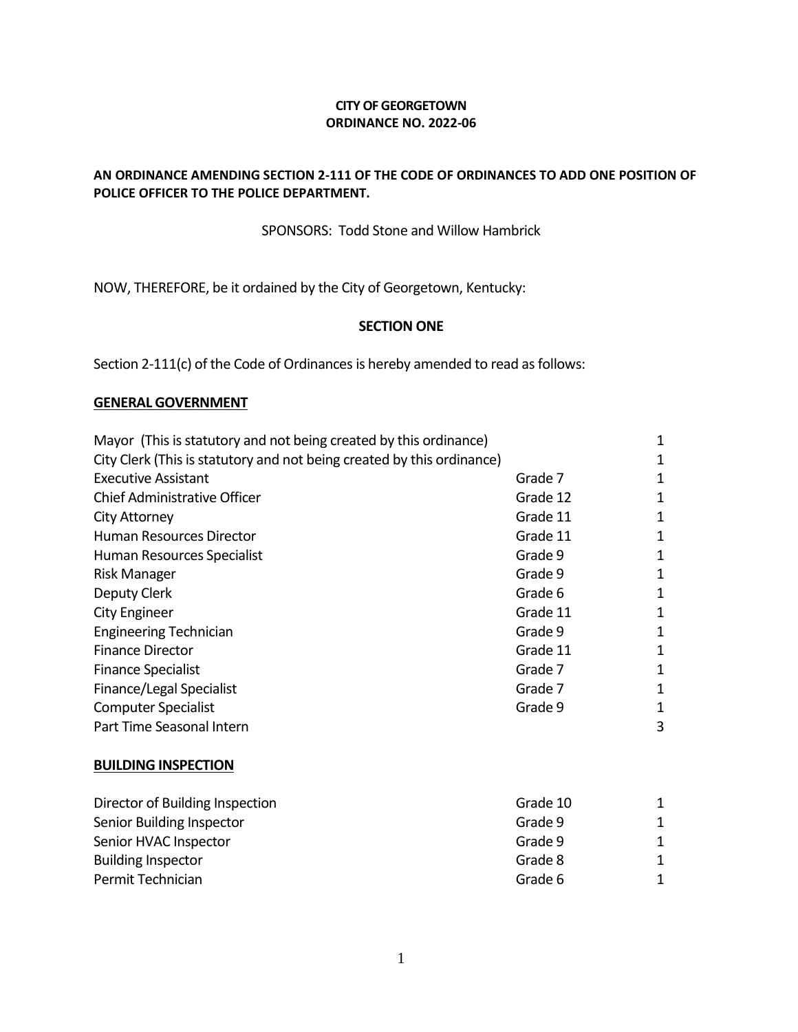**CITY OF GEORGETOWN**
**ORDINANCE NO. 2022-06**

**AN ORDINANCE AMENDING SECTION 2-111 OF THE CODE OF ORDINANCES TO ADD ONE POSITION OF POLICE OFFICER TO THE POLICE DEPARTMENT.**

SPONSORS: Todd Stone and Willow Hambrick

NOW, THEREFORE, be it ordained by the City of Georgetown, Kentucky:

**SECTION ONE**

Section 2-111(c) of the Code of Ordinances is hereby amended to read as follows:

**GENERAL GOVERNMENT**

| | | |
|---|---|---|
| Mayor (This is statutory and not being created by this ordinance) | | 1 |
| City Clerk (This is statutory and not being created by this ordinance) | | 1 |
| Executive Assistant | Grade 7 | 1 |
| Chief Administrative Officer | Grade 12 | 1 |
| City Attorney | Grade 11 | 1 |
| Human Resources Director | Grade 11 | 1 |
| Human Resources Specialist | Grade 9 | 1 |
| Risk Manager | Grade 9 | 1 |
| Deputy Clerk | Grade 6 | 1 |
| City Engineer | Grade 11 | 1 |
| Engineering Technician | Grade 9 | 1 |
| Finance Director | Grade 11 | 1 |
| Finance Specialist | Grade 7 | 1 |
| Finance/Legal Specialist | Grade 7 | 1 |
| Computer Specialist | Grade 9 | 1 |
| Part Time Seasonal Intern | | 3 |

**BUILDING INSPECTION**

| | | |
|---|---|---|
| Director of Building Inspection | Grade 10 | 1 |
| Senior Building Inspector | Grade 9 | 1 |
| Senior HVAC Inspector | Grade 9 | 1 |
| Building Inspector | Grade 8 | 1 |
| Permit Technician | Grade 6 | 1 |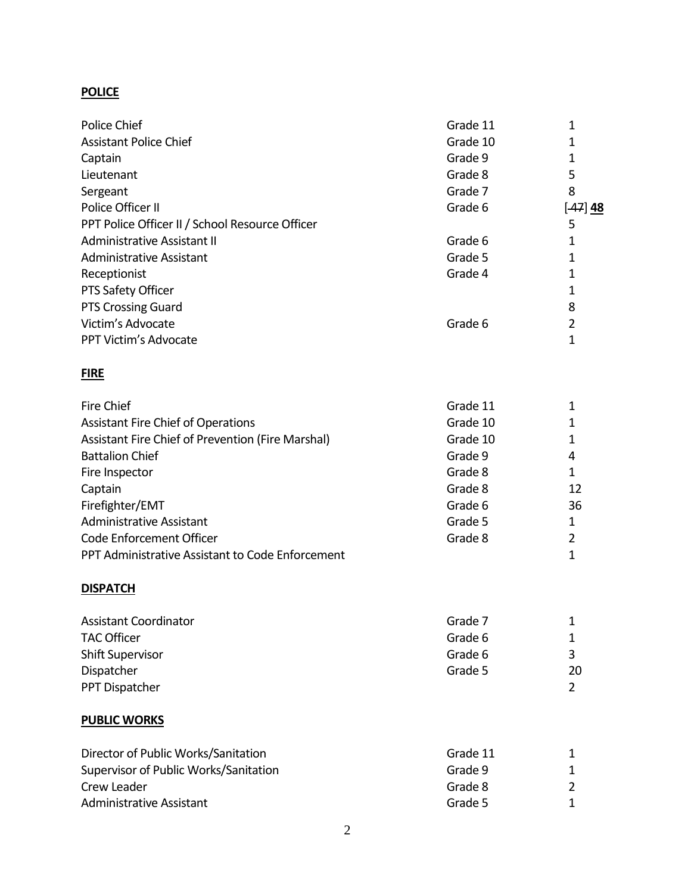**POLICE**

| Position | Grade | Number |
|---|---|---|
| Police Chief | Grade 11 | 1 |
| Assistant Police Chief | Grade 10 | 1 |
| Captain | Grade 9 | 1 |
| Lieutenant | Grade 8 | 5 |
| Sergeant | Grade 7 | 8 |
| Police Officer II | Grade 6 | [~~47~~] **48** |
| PPT Police Officer II / School Resource Officer | | 5 |
| Administrative Assistant II | Grade 6 | 1 |
| Administrative Assistant | Grade 5 | 1 |
| Receptionist | Grade 4 | 1 |
| PTS Safety Officer | | 1 |
| PTS Crossing Guard | | 8 |
| Victim's Advocate | Grade 6 | 2 |
| PPT Victim's Advocate | | 1 |

**FIRE**

| Position | Grade | Number |
|---|---|---|
| Fire Chief | Grade 11 | 1 |
| Assistant Fire Chief of Operations | Grade 10 | 1 |
| Assistant Fire Chief of Prevention (Fire Marshal) | Grade 10 | 1 |
| Battalion Chief | Grade 9 | 4 |
| Fire Inspector | Grade 8 | 1 |
| Captain | Grade 8 | 12 |
| Firefighter/EMT | Grade 6 | 36 |
| Administrative Assistant | Grade 5 | 1 |
| Code Enforcement Officer | Grade 8 | 2 |
| PPT Administrative Assistant to Code Enforcement | | 1 |

**DISPATCH**

| Position | Grade | Number |
|---|---|---|
| Assistant Coordinator | Grade 7 | 1 |
| TAC Officer | Grade 6 | 1 |
| Shift Supervisor | Grade 6 | 3 |
| Dispatcher | Grade 5 | 20 |
| PPT Dispatcher | | 2 |

**PUBLIC WORKS**

| Position | Grade | Number |
|---|---|---|
| Director of Public Works/Sanitation | Grade 11 | 1 |
| Supervisor of Public Works/Sanitation | Grade 9 | 1 |
| Crew Leader | Grade 8 | 2 |
| Administrative Assistant | Grade 5 | 1 |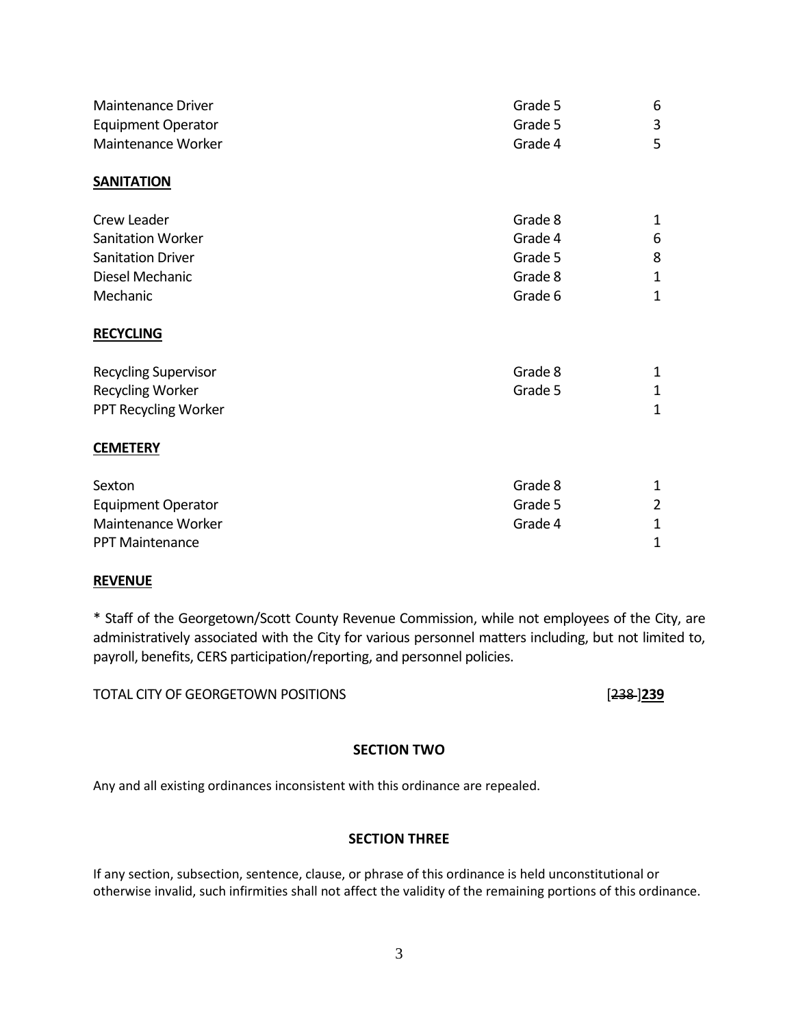| | | |
|---|---|---|
| Maintenance Driver | Grade 5 | 6 |
| Equipment Operator | Grade 5 | 3 |
| Maintenance Worker | Grade 4 | 5 |

**SANITATION**

| | | |
|---|---|---|
| Crew Leader | Grade 8 | 1 |
| Sanitation Worker | Grade 4 | 6 |
| Sanitation Driver | Grade 5 | 8 |
| Diesel Mechanic | Grade 8 | 1 |
| Mechanic | Grade 6 | 1 |

**RECYCLING**

| | | |
|---|---|---|
| Recycling Supervisor | Grade 8 | 1 |
| Recycling Worker | Grade 5 | 1 |
| PPT Recycling Worker | | 1 |

**CEMETERY**

| | | |
|---|---|---|
| Sexton | Grade 8 | 1 |
| Equipment Operator | Grade 5 | 2 |
| Maintenance Worker | Grade 4 | 1 |
| PPT Maintenance | | 1 |

**REVENUE**

* Staff of the Georgetown/Scott County Revenue Commission, while not employees of the City, are administratively associated with the City for various personnel matters including, but not limited to, payroll, benefits, CERS participation/reporting, and personnel policies.

TOTAL CITY OF GEORGETOWN POSITIONS [~~238~~ ]**239**

**SECTION TWO**

Any and all existing ordinances inconsistent with this ordinance are repealed.

**SECTION THREE**

If any section, subsection, sentence, clause, or phrase of this ordinance is held unconstitutional or otherwise invalid, such infirmities shall not affect the validity of the remaining portions of this ordinance.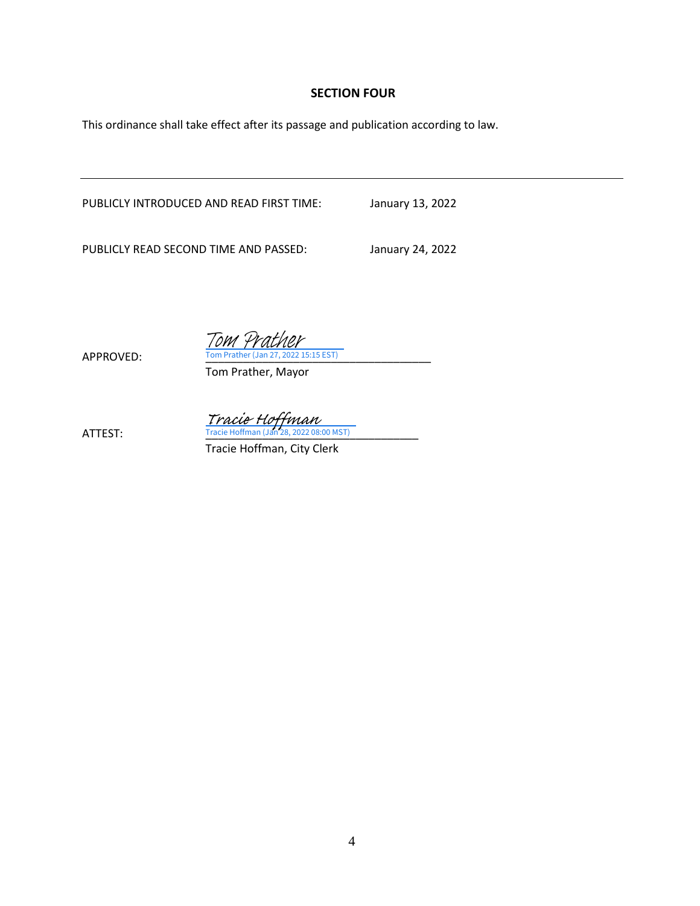## SECTION FOUR

This ordinance shall take effect after its passage and publication according to law.

---

PUBLICLY INTRODUCED AND READ FIRST TIME: January 13, 2022

PUBLICLY READ SECOND TIME AND PASSED: January 24, 2022

APPROVED: Tom Prather
Tom Prather (Jan 27, 2022 15:15 EST)
Tom Prather, Mayor

ATTEST: Tracie Hoffman
Tracie Hoffman (Jan 28, 2022 08:00 MST)
Tracie Hoffman, City Clerk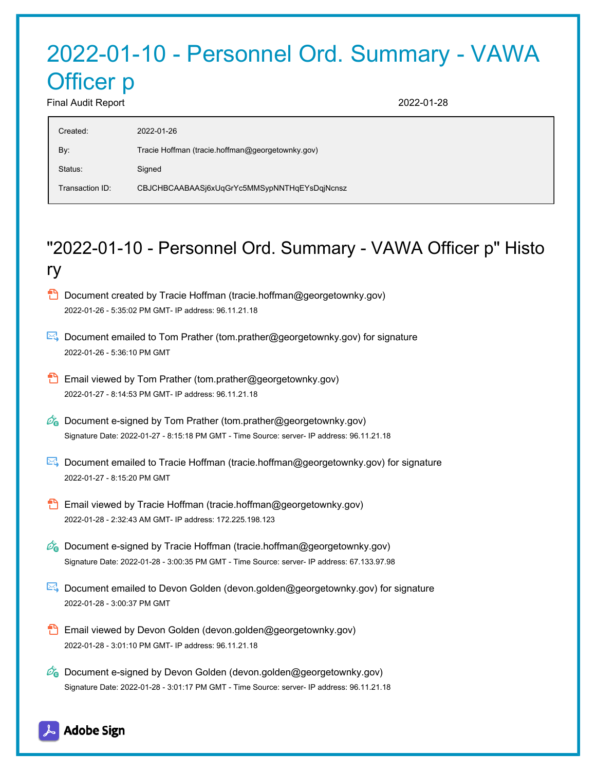# 2022-01-10 - Personnel Ord. Summary - VAWA Officer p

Final Audit Report 2022-01-28

| | |
|---|---|
| Created: | 2022-01-26 |
| By: | Tracie Hoffman (tracie.hoffman@georgetownky.gov) |
| Status: | Signed |
| Transaction ID: | CBJCHBCAABAASj6xUqGrYc5MMSypNNTHqEYsDqjNcnsz |

## "2022-01-10 - Personnel Ord. Summary - VAWA Officer p" History

- Document created by Tracie Hoffman (tracie.hoffman@georgetownky.gov)
  2022-01-26 - 5:35:02 PM GMT- IP address: 96.11.21.18

- Document emailed to Tom Prather (tom.prather@georgetownky.gov) for signature
  2022-01-26 - 5:36:10 PM GMT

- Email viewed by Tom Prather (tom.prather@georgetownky.gov)
  2022-01-27 - 8:14:53 PM GMT- IP address: 96.11.21.18

- Document e-signed by Tom Prather (tom.prather@georgetownky.gov)
  Signature Date: 2022-01-27 - 8:15:18 PM GMT - Time Source: server- IP address: 96.11.21.18

- Document emailed to Tracie Hoffman (tracie.hoffman@georgetownky.gov) for signature
  2022-01-27 - 8:15:20 PM GMT

- Email viewed by Tracie Hoffman (tracie.hoffman@georgetownky.gov)
  2022-01-28 - 2:32:43 AM GMT- IP address: 172.225.198.123

- Document e-signed by Tracie Hoffman (tracie.hoffman@georgetownky.gov)
  Signature Date: 2022-01-28 - 3:00:35 PM GMT - Time Source: server- IP address: 67.133.97.98

- Document emailed to Devon Golden (devon.golden@georgetownky.gov) for signature
  2022-01-28 - 3:00:37 PM GMT

- Email viewed by Devon Golden (devon.golden@georgetownky.gov)
  2022-01-28 - 3:01:10 PM GMT- IP address: 96.11.21.18

- Document e-signed by Devon Golden (devon.golden@georgetownky.gov)
  Signature Date: 2022-01-28 - 3:01:17 PM GMT - Time Source: server- IP address: 96.11.21.18

Adobe Sign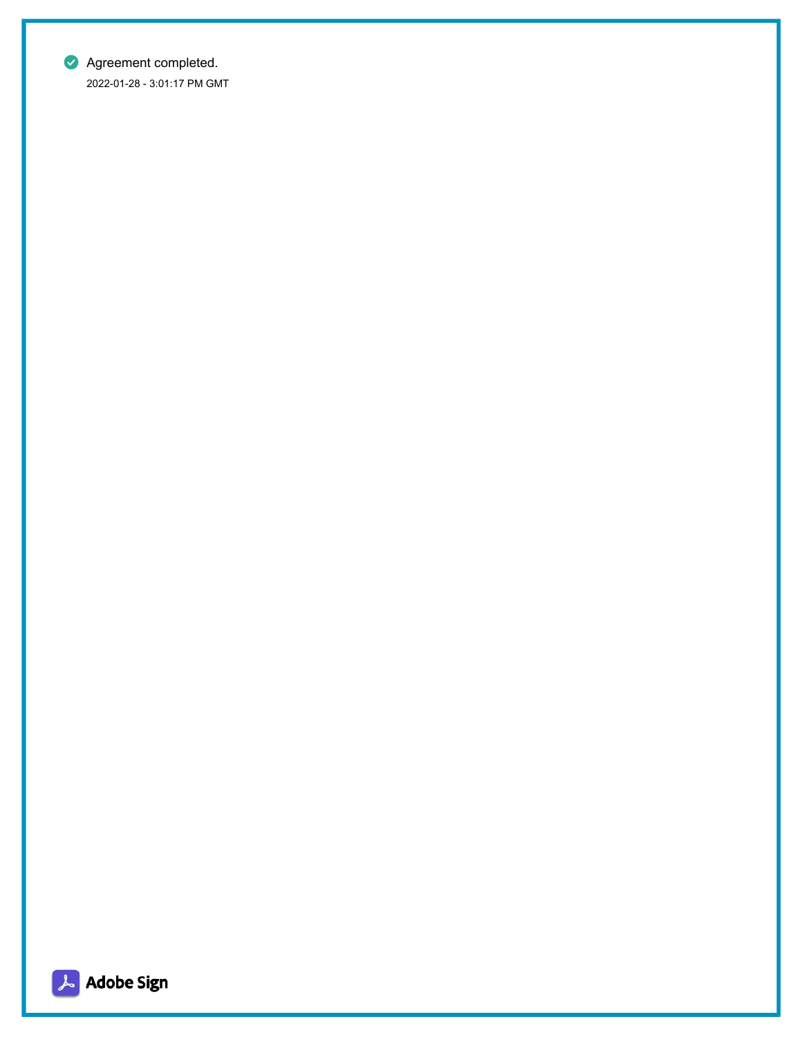Agreement completed.

2022-01-28 - 3:01:17 PM GMT

Adobe Sign